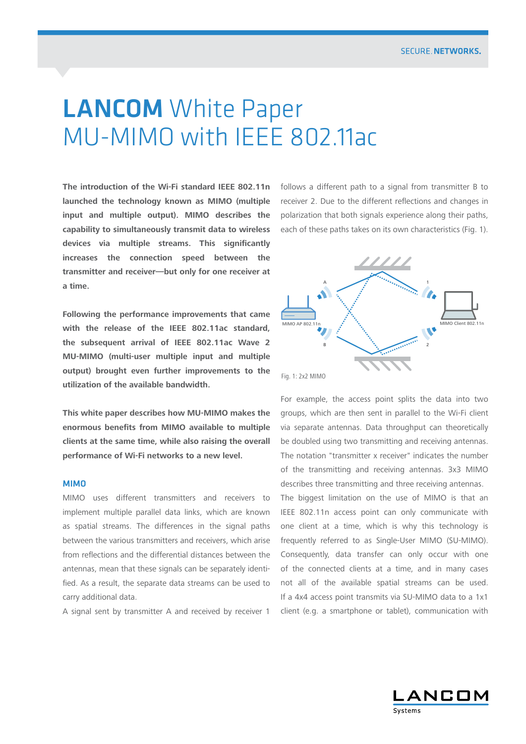# LANCOM White Paper MU-MIMO with IEEE 802.11ac

**The introduction of the Wi-Fi standard IEEE 802.11n launched the technology known as MIMO (multiple input and multiple output). MIMO describes the capability to simultaneously transmit data to wireless devices via multiple streams. This significantly increases the connection speed between the transmitter and receiver—but only for one receiver at a time.**

**Following the performance improvements that came with the release of the IEEE 802.11ac standard, the subsequent arrival of IEEE 802.11ac Wave 2 MU-MIMO (multi-user multiple input and multiple output) brought even further improvements to the utilization of the available bandwidth.**

**This white paper describes how MU-MIMO makes the enormous benefits from MIMO available to multiple clients at the same time, while also raising the overall performance of Wi-Fi networks to a new level.**

## MIMO

MIMO uses different transmitters and receivers to implement multiple parallel data links, which are known as spatial streams. The differences in the signal paths between the various transmitters and receivers, which arise from reflections and the differential distances between the antennas, mean that these signals can be separately identified. As a result, the separate data streams can be used to carry additional data.

A signal sent by transmitter A and received by receiver 1 follows a different path to a signal from transmitter B to receiver 2. Due to the different reflections and changes in polarization that both signals experience along their paths, each of these paths takes on its own characteristics (Fig. 1).

Fig. 1: 2x2 MIMO

For example, the access point splits the data into two groups, which are then sent in parallel to the Wi-Fi client via separate antennas. Data throughput can theoretically be doubled using two transmitting and receiving antennas. The notation "transmitter x receiver" indicates the number of the transmitting and receiving antennas. 3x3 MIMO describes three transmitting and three receiving antennas.

The biggest limitation on the use of MIMO is that an IEEE 802.11n access point can only communicate with one client at a time, which is why this technology is frequently referred to as Single-User MIMO (SU-MIMO). Consequently, data transfer can only occur with one of the connected clients at a time, and in many cases not all of the available spatial streams can be used. If a 4x4 access point transmits via SU-MIMO data to a 1x1 client (e.g. a smartphone or tablet), communication with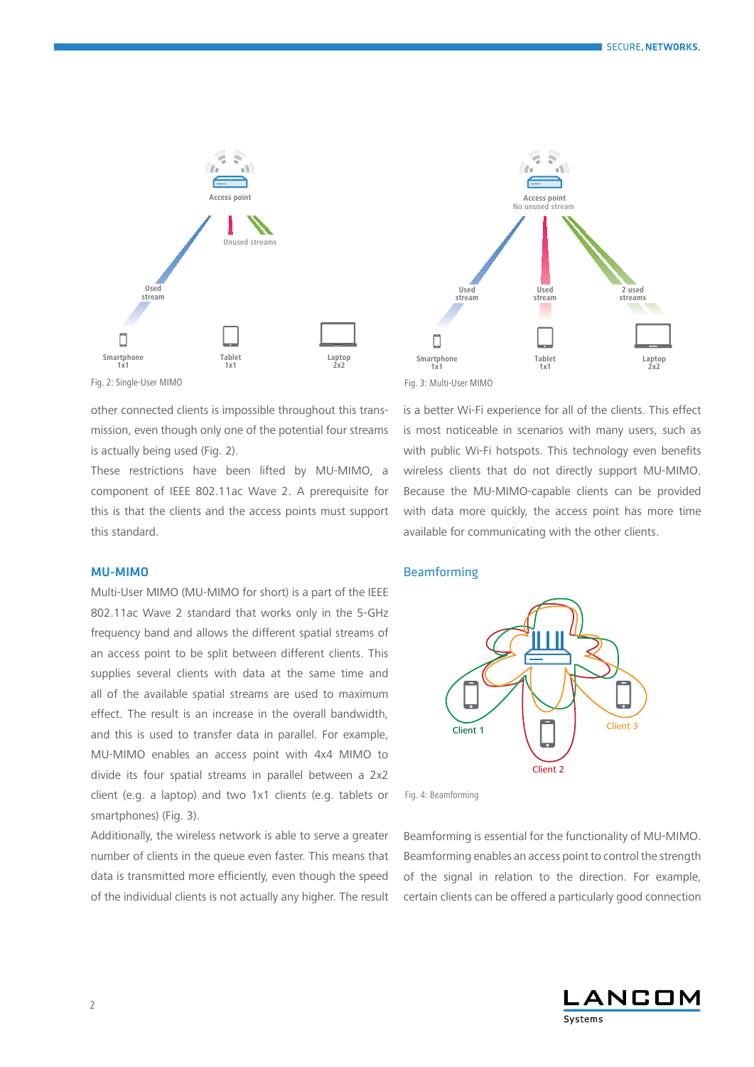Fig. 2: Single-User MIMO

Fig. 3: Multi-User MIMO

other connected clients is impossible throughout this transmission, even though only one of the potential four streams is actually being used (Fig. 2).

These restrictions have been lifted by MU-MIMO, a component of IEEE 802.11ac Wave 2. A prerequisite for this is that the clients and the access points must support this standard.

## MU-MIMO

Multi-User MIMO (MU-MIMO for short) is a part of the IEEE 802.11ac Wave 2 standard that works only in the 5-GHz frequency band and allows the different spatial streams of an access point to be split between different clients. This supplies several clients with data at the same time and all of the available spatial streams are used to maximum effect. The result is an increase in the overall bandwidth, and this is used to transfer data in parallel. For example, MU-MIMO enables an access point with 4x4 MIMO to divide its four spatial streams in parallel between a 2x2 client (e.g. a laptop) and two 1x1 clients (e.g. tablets or smartphones) (Fig. 3).

Additionally, the wireless network is able to serve a greater number of clients in the queue even faster. This means that data is transmitted more efficiently, even though the speed of the individual clients is not actually any higher. The result is a better Wi-Fi experience for all of the clients. This effect is most noticeable in scenarios with many users, such as with public Wi-Fi hotspots. This technology even benefits wireless clients that do not directly support MU-MIMO. Because the MU-MIMO-capable clients can be provided with data more quickly, the access point has more time available for communicating with the other clients.

## Beamforming

Fig. 4: Beamforming

Beamforming is essential for the functionality of MU-MIMO. Beamforming enables an access point to control the strength of the signal in relation to the direction. For example, certain clients can be offered a particularly good connection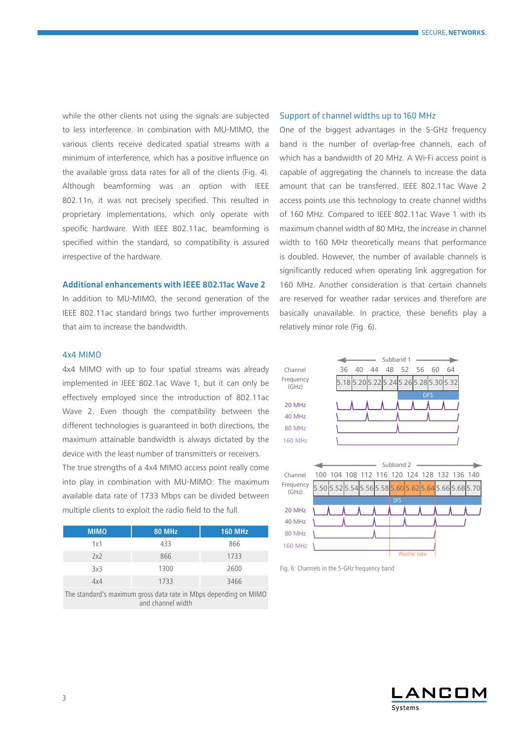while the other clients not using the signals are subjected to less interference. In combination with MU-MIMO, the various clients receive dedicated spatial streams with a minimum of interference, which has a positive influence on the available gross data rates for all of the clients (Fig. 4). Although beamforming was an option with IEEE 802.11n, it was not precisely specified. This resulted in proprietary implementations, which only operate with specific hardware. With IEEE 802.11ac, beamforming is specified within the standard, so compatibility is assured irrespective of the hardware.

## Additional enhancements with IEEE 802.11ac Wave 2

In addition to MU-MIMO, the second generation of the IEEE 802.11ac standard brings two further improvements that aim to increase the bandwidth.

### 4x4 MIMO

4x4 MIMO with up to four spatial streams was already implemented in IEEE 802.1ac Wave 1, but it can only be effectively employed since the introduction of 802.11ac Wave 2. Even though the compatibility between the different technologies is guaranteed in both directions, the maximum attainable bandwidth is always dictated by the device with the least number of transmitters or receivers.

The true strengths of a 4x4 MIMO access point really come into play in combination with MU-MIMO: The maximum available data rate of 1733 Mbps can be divided between multiple clients to exploit the radio field to the full.

| MIMO | 80 MHz | 160 MHz |
|---|---|---|
| 1x1 | 433 | 866 |
| 2x2 | 866 | 1733 |
| 3x3 | 1300 | 2600 |
| 4x4 | 1733 | 3466 |

The standard's maximum gross data rate in Mbps depending on MIMO and channel width

### Support of channel widths up to 160 MHz

One of the biggest advantages in the 5-GHz frequency band is the number of overlap-free channels, each of which has a bandwidth of 20 MHz. A Wi-Fi access point is capable of aggregating the channels to increase the data amount that can be transferred. IEEE 802.11ac Wave 2 access points use this technology to create channel widths of 160 MHz. Compared to IEEE 802.11ac Wave 1 with its maximum channel width of 80 MHz, the increase in channel width to 160 MHz theoretically means that performance is doubled. However, the number of available channels is significantly reduced when operating link aggregation for 160 MHz. Another consideration is that certain channels are reserved for weather radar services and therefore are basically unavailable. In practice, these benefits play a relatively minor role (Fig. 6).

Fig. 6: Channels in the 5-GHz frequency band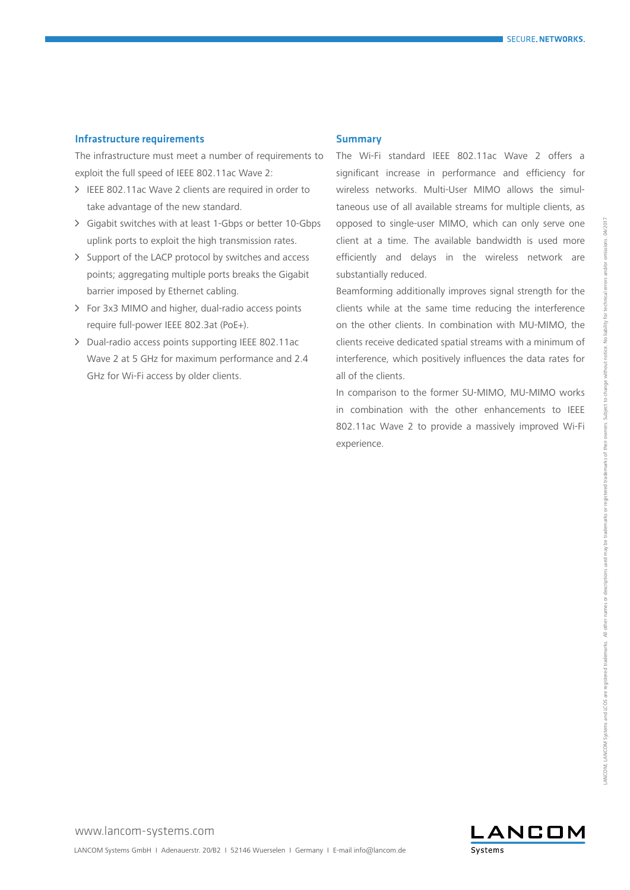## Infrastructure requirements

The infrastructure must meet a number of requirements to exploit the full speed of IEEE 802.11ac Wave 2:

- IEEE 802.11ac Wave 2 clients are required in order to take advantage of the new standard.
- Gigabit switches with at least 1-Gbps or better 10-Gbps uplink ports to exploit the high transmission rates.
- Support of the LACP protocol by switches and access points; aggregating multiple ports breaks the Gigabit barrier imposed by Ethernet cabling.
- For 3x3 MIMO and higher, dual-radio access points require full-power IEEE 802.3at (PoE+).
- Dual-radio access points supporting IEEE 802.11ac Wave 2 at 5 GHz for maximum performance and 2.4 GHz for Wi-Fi access by older clients.

## Summary

The Wi-Fi standard IEEE 802.11ac Wave 2 offers a significant increase in performance and efficiency for wireless networks. Multi-User MIMO allows the simultaneous use of all available streams for multiple clients, as opposed to single-user MIMO, which can only serve one client at a time. The available bandwidth is used more efficiently and delays in the wireless network are substantially reduced.

Beamforming additionally improves signal strength for the clients while at the same time reducing the interference on the other clients. In combination with MU-MIMO, the clients receive dedicated spatial streams with a minimum of interference, which positively influences the data rates for all of the clients.

In comparison to the former SU-MIMO, MU-MIMO works in combination with the other enhancements to IEEE 802.11ac Wave 2 to provide a massively improved Wi-Fi experience.

LANCOM, LANCOM Systems and LCOS are registered trademarks. All other names or descriptions used may be trademarks or registered trademarks of their owners. Subject to change without notice. No liability for technical errors and/or omissions. 04/2017

www.lancom-systems.com

LANCOM Systems GmbH I Adenauerstr. 20/B2 I 52146 Wuerselen I Germany I E-mail info@lancom.de